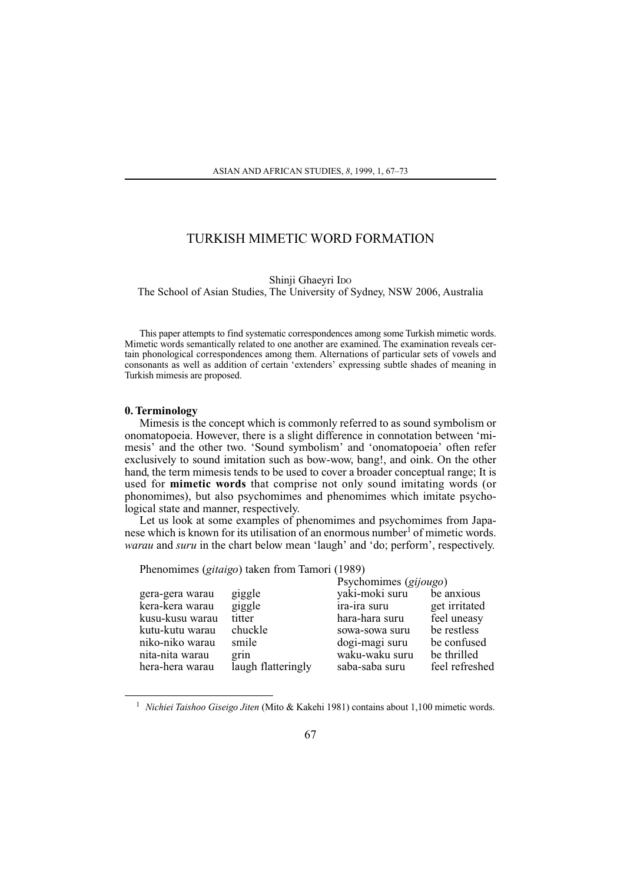# TURKISH MIMETIC WORD FORMATION

Shinji Ghaeyri IDO

The School of Asian Studies, The University of Sydney, NSW 2006, Australia

This paper attempts to find systematic correspondences among some Turkish mimetic words. Mimetic words semantically related to one another are examined. The examination reveals certain phonological correspondences among them. Alternations of particular sets of vowels and consonants as well as addition of certain 'extenders' expressing subtle shades of meaning in Turkish mimesis are proposed.

## 0. Terminology

Mimesis is the concept which is commonly referred to as sound symbolism or onomatopoeia. However, there is a slight difference in connotation between 'mimesis' and the other two. 'Sound symbolism' and 'onomatopoeia' often refer exclusively to sound imitation such as bow-wow, bang!, and oink. On the other hand, the term mimesis tends to be used to cover a broader conceptual range; It is used for **mimetic words** that comprise not only sound imitating words (or phonomimes), but also psychomimes and phenomimes which imitate psychological state and manner, respectively.

Let us look at some examples of phenomimes and psychomimes from Japanese which is known for its utilisation of an enormous number[1] of mimetic words. *warau* and *suru* in the chart below mean 'laugh' and 'do; perform', respectively.

| Phenomimes (*gitaigo*) taken from Tamori (1989) | | Psychomimes (*gijougo*) | |
|---|---|---|---|
| gera-gera warau | giggle | yaki-moki suru | be anxious |
| kera-kera warau | giggle | ira-ira suru | get irritated |
| kusu-kusu warau | titter | hara-hara suru | feel uneasy |
| kutu-kutu warau | chuckle | sowa-sowa suru | be restless |
| niko-niko warau | smile | dogi-magi suru | be confused |
| nita-nita warau | grin | waku-waku suru | be thrilled |
| hera-hera warau | laugh flatteringly | saba-saba suru | feel refreshed |

[1] *Nichiei Taishoo Giseigo Jiten* (Mito & Kakehi 1981) contains about 1,100 mimetic words.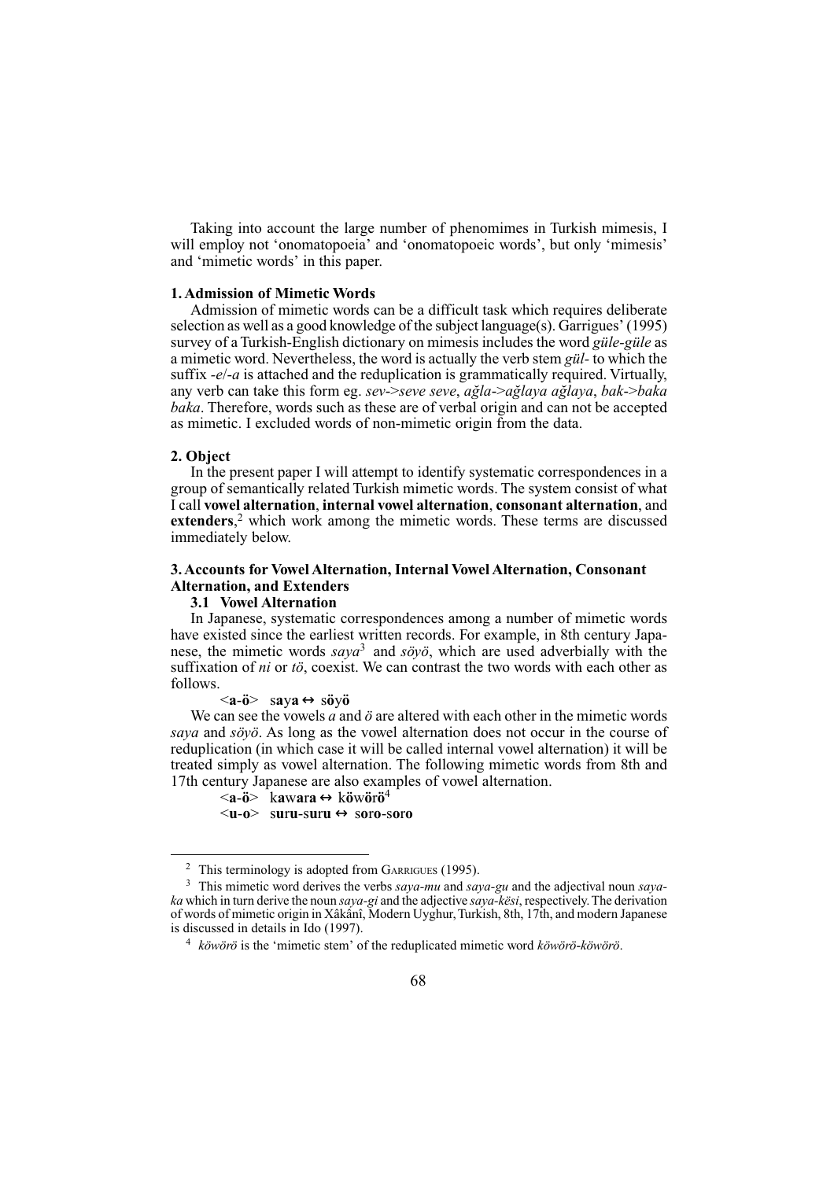Taking into account the large number of phenomimes in Turkish mimesis, I will employ not 'onomatopoeia' and 'onomatopoeic words', but only 'mimesis' and 'mimetic words' in this paper.

### 1. Admission of Mimetic Words

Admission of mimetic words can be a difficult task which requires deliberate selection as well as a good knowledge of the subject language(s). Garrigues' (1995) survey of a Turkish-English dictionary on mimesis includes the word *güle-güle* as a mimetic word. Nevertheless, the word is actually the verb stem *gül-* to which the suffix *-e*/*-a* is attached and the reduplication is grammatically required. Virtually, any verb can take this form eg. *sev->seve seve*, *ağla->ağlaya ağlaya*, *bak->baka baka*. Therefore, words such as these are of verbal origin and can not be accepted as mimetic. I excluded words of non-mimetic origin from the data.

### 2. Object

In the present paper I will attempt to identify systematic correspondences in a group of semantically related Turkish mimetic words. The system consist of what I call **vowel alternation**, **internal vowel alternation**, **consonant alternation**, and **extenders**,[2] which work among the mimetic words. These terms are discussed immediately below.

### 3. Accounts for Vowel Alternation, Internal Vowel Alternation, Consonant Alternation, and Extenders

#### 3.1 Vowel Alternation

In Japanese, systematic correspondences among a number of mimetic words have existed since the earliest written records. For example, in 8th century Japanese, the mimetic words *saya*[3] and *söyö*, which are used adverbially with the suffixation of *ni* or *tö*, coexist. We can contrast the two words with each other as follows.

<**a**-**ö**> s**a**y**a** ↔ s**ö**y**ö**

We can see the vowels *a* and *ö* are altered with each other in the mimetic words *saya* and *söyö*. As long as the vowel alternation does not occur in the course of reduplication (in which case it will be called internal vowel alternation) it will be treated simply as vowel alternation. The following mimetic words from 8th and 17th century Japanese are also examples of vowel alternation.

<**a**-**ö**> k**a**w**a**r**a** ↔ k**ö**w**ö**r**ö**[4]

<**u**-**o**> s**u**r**u**-s**u**r**u** ↔ s**o**r**o**-s**o**r**o**

---

[2] This terminology is adopted from Garrigues (1995).

[3] This mimetic word derives the verbs *saya-mu* and *saya-gu* and the adjectival noun *saya-ka* which in turn derive the noun *saya-gi* and the adjective *saya-kësi*, respectively. The derivation of words of mimetic origin in Xâkânî, Modern Uyghur, Turkish, 8th, 17th, and modern Japanese is discussed in details in Ido (1997).

[4] *köwörö* is the 'mimetic stem' of the reduplicated mimetic word *köwörö-köwörö*.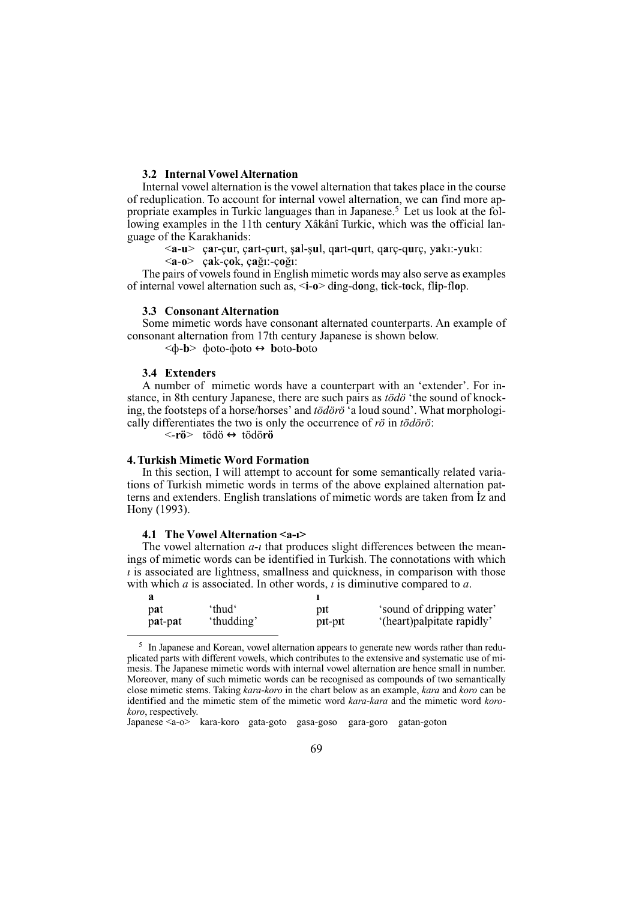### 3.2 Internal Vowel Alternation

Internal vowel alternation is the vowel alternation that takes place in the course of reduplication. To account for internal vowel alternation, we can find more appropriate examples in Turkic languages than in Japanese.[5] Let us look at the following examples in the 11th century Xâkânî Turkic, which was the official language of the Karakhanids:

<**a**-**u**> ç**a**r-ç**u**r, ç**a**rt-ç**u**rt, ş**a**l-ş**u**l, q**a**rt-q**u**rt, q**a**rç-q**u**rç, y**a**kı:-y**u**kı:

<**a**-**o**> ç**a**k-ç**o**k, ç**a**ğı:-ç**o**ğı:

The pairs of vowels found in English mimetic words may also serve as examples of internal vowel alternation such as, <**i**-**o**> d**i**ng-d**o**ng, t**i**ck-t**o**ck, fl**i**p-fl**o**p.

### 3.3 Consonant Alternation

Some mimetic words have consonant alternated counterparts. An example of consonant alternation from 17th century Japanese is shown below.

<ɸ-**b**> ɸoto-ɸoto ↔ **b**oto-**b**oto

### 3.4 Extenders

A number of mimetic words have a counterpart with an 'extender'. For instance, in 8th century Japanese, there are such pairs as *tödö* 'the sound of knocking, the footsteps of a horse/horses' and *tödörö* 'a loud sound'. What morphologically differentiates the two is only the occurrence of *rö* in *tödörö*:

<-**rö**> tödö ↔ tödö**rö**

## 4. Turkish Mimetic Word Formation

In this section, I will attempt to account for some semantically related variations of Turkish mimetic words in terms of the above explained alternation patterns and extenders. English translations of mimetic words are taken from İz and Hony (1993).

### 4.1 The Vowel Alternation <a-ı>

The vowel alternation *a-ı* that produces slight differences between the meanings of mimetic words can be identified in Turkish. The connotations with which *ı* is associated are lightness, smallness and quickness, in comparison with those with which *a* is associated. In other words, *ı* is diminutive compared to *a*.

| a | | ı | |
|---|---|---|---|
| p**a**t | 'thud' | p**ı**t | 'sound of dripping water' |
| p**a**t-p**a**t | 'thudding' | p**ı**t-p**ı**t | '(heart)palpitate rapidly' |

[5] In Japanese and Korean, vowel alternation appears to generate new words rather than reduplicated parts with different vowels, which contributes to the extensive and systematic use of mimesis. The Japanese mimetic words with internal vowel alternation are hence small in number. Moreover, many of such mimetic words can be recognised as compounds of two semantically close mimetic stems. Taking *kara-koro* in the chart below as an example, *kara* and *koro* can be identified and the mimetic stem of the mimetic word *kara-kara* and the mimetic word *koro-koro*, respectively.

Japanese <a-o> kara-koro gata-goto gasa-goso gara-goro gatan-goton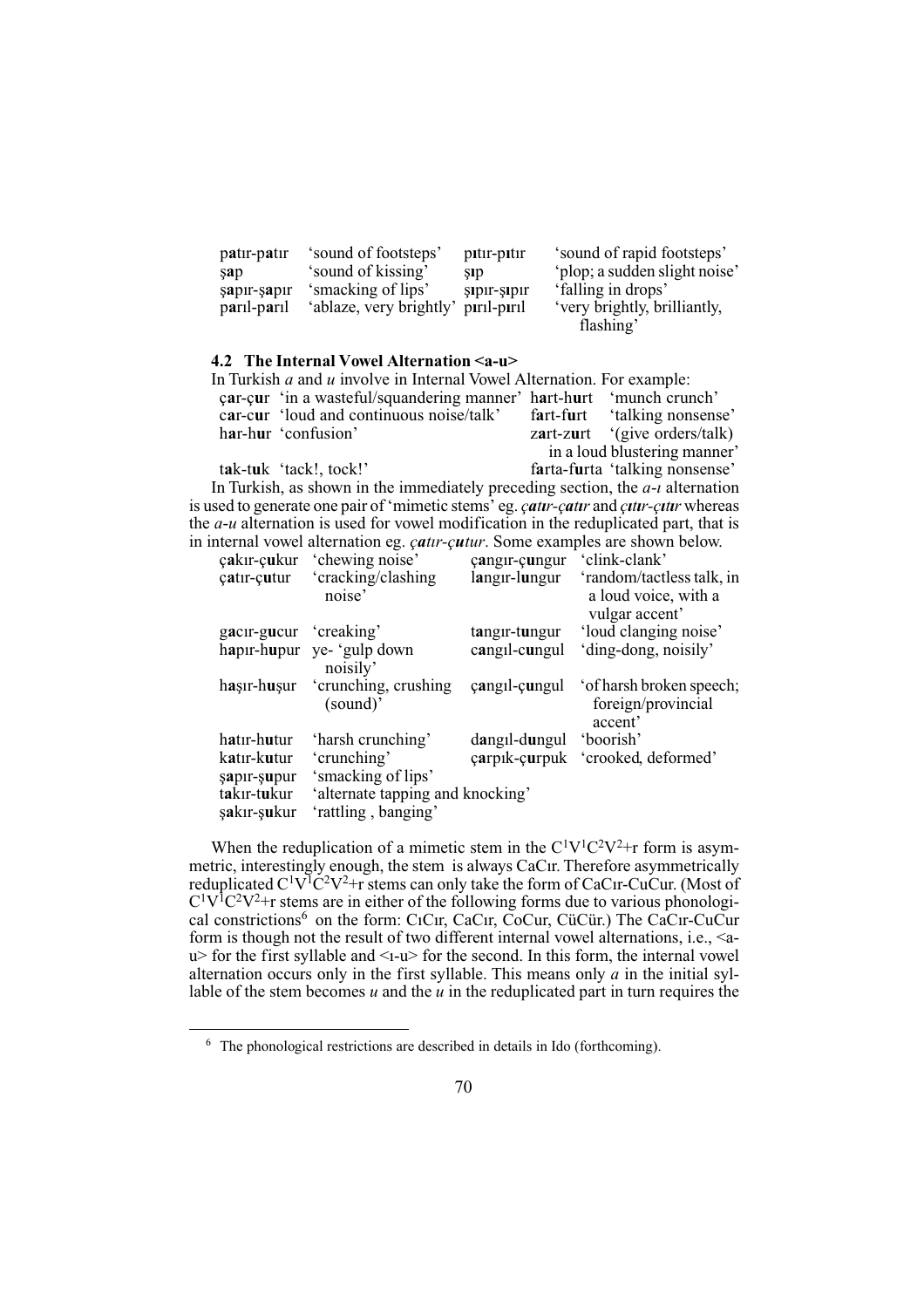| | | | |
|---|---|---|---|
| p**a**tır-p**a**tır | 'sound of footsteps' | p**ı**tır-p**ı**tır | 'sound of rapid footsteps' |
| ş**a**p | 'sound of kissing' | ş**ı**p | 'plop; a sudden slight noise' |
| ş**a**pır-ş**a**pır | 'smacking of lips' | ş**ı**pır-ş**ı**pır | 'falling in drops' |
| p**a**rıl-p**a**rıl | 'ablaze, very brightly' | p**ı**rıl-p**ı**rıl | 'very brightly, brilliantly, flashing' |

### 4.2 The Internal Vowel Alternation <a-u>

In Turkish *a* and *u* involve in Internal Vowel Alternation. For example:

| | | | |
|---|---|---|---|
| ç**a**r-ç**u**r | 'in a wasteful/squandering manner' | h**a**rt-h**u**rt | 'munch crunch' |
| c**a**r-c**u**r | 'loud and continuous noise/talk' | f**a**rt-f**u**rt | 'talking nonsense' |
| h**a**r-h**u**r | 'confusion' | z**a**rt-z**u**rt | '(give orders/talk) in a loud blustering manner' |
| t**a**k-t**u**k | 'tack!, tock!' | f**a**rta-f**u**rta | 'talking nonsense' |

In Turkish, as shown in the immediately preceding section, the *a-ı* alternation is used to generate one pair of 'mimetic stems' eg. ***ç**a**tır-ç**a**tır*** and ***ç**ı**tır-ç**ı**tır*** whereas the *a-u* alternation is used for vowel modification in the reduplicated part, that is in internal vowel alternation eg. *ç**a**tır-ç**u**tur*. Some examples are shown below.

| | | | |
|---|---|---|---|
| ç**a**kır-ç**u**kur | 'chewing noise' | ç**a**ngır-ç**u**ngur | 'clink-clank' |
| ç**a**tır-ç**u**tur | 'cracking/clashing noise' | l**a**ngır-l**u**ngur | 'random/tactless talk, in a loud voice, with a vulgar accent' |
| g**a**cır-g**u**cur | 'creaking' | t**a**ngır-t**u**ngur | 'loud clanging noise' |
| h**a**pır-h**u**pur | ye- 'gulp down noisily' | c**a**ngıl-c**u**ngul | 'ding-dong, noisily' |
| h**a**şır-h**u**şur | 'crunching, crushing (sound)' | ç**a**ngıl-ç**u**ngul | 'of harsh broken speech; foreign/provincial accent' |
| h**a**tır-h**u**tur | 'harsh crunching' | d**a**ngıl-d**u**ngul | 'boorish' |
| k**a**tır-k**u**tur | 'crunching' | ç**a**rpık-ç**u**rpuk | 'crooked, deformed' |
| ş**a**pır-ş**u**pur | 'smacking of lips' | | |
| t**a**kır-t**u**kur | 'alternate tapping and knocking' | | |
| ş**a**kır-ş**u**kur | 'rattling , banging' | | |

When the reduplication of a mimetic stem in the $C^1V^1C^2V^2$+r form is asymmetric, interestingly enough, the stem is always CaCır. Therefore asymmetrically reduplicated $C^1V^1C^2V^2$+r stems can only take the form of CaCır-CuCur. (Most of $C^1V^1C^2V^2$+r stems are in either of the following forms due to various phonological constrictions[6] on the form: CıCır, CaCır, CoCur, CüCür.) The CaCır-CuCur form is though not the result of two different internal vowel alternations, i.e., <a-u> for the first syllable and <ı-u> for the second. In this form, the internal vowel alternation occurs only in the first syllable. This means only *a* in the initial syllable of the stem becomes *u* and the *u* in the reduplicated part in turn requires the

[6] The phonological restrictions are described in details in Ido (forthcoming).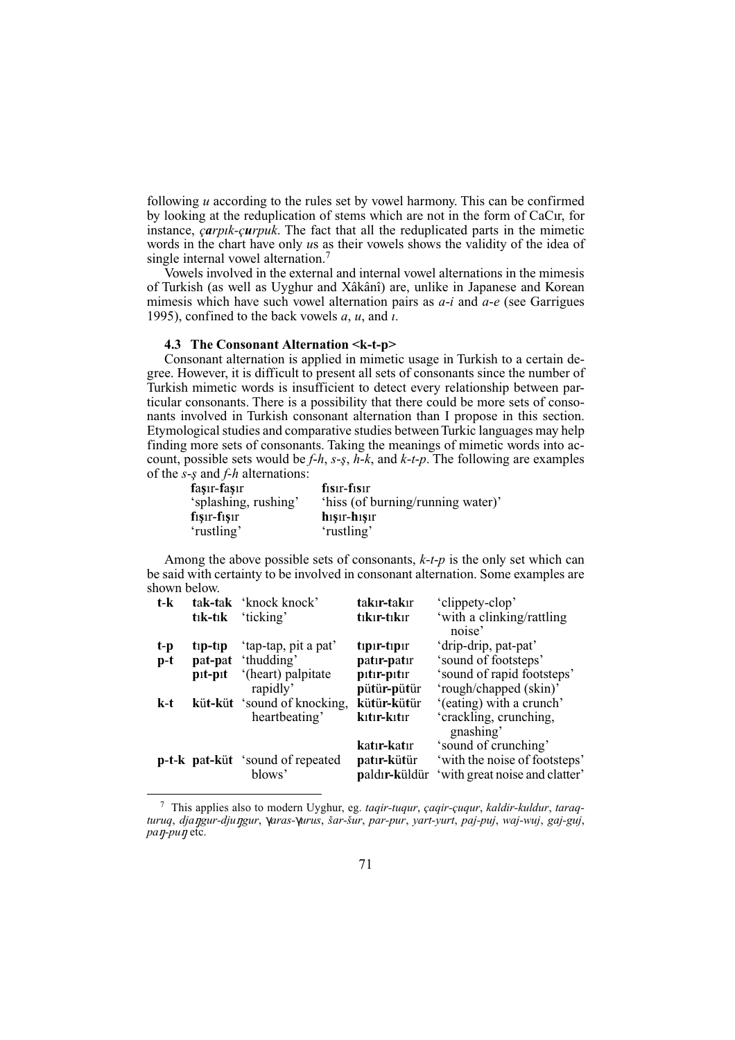following *u* according to the rules set by vowel harmony. This can be confirmed by looking at the reduplication of stems which are not in the form of CaCır, for instance, *ç**a**rpık-ç**u**rpuk*. The fact that all the reduplicated parts in the mimetic words in the chart have only *u*s as their vowels shows the validity of the idea of single internal vowel alternation.[7]

Vowels involved in the external and internal vowel alternations in the mimesis of Turkish (as well as Uyghur and Xâkânî) are, unlike in Japanese and Korean mimesis which have such vowel alternation pairs as *a-i* and *a-e* (see Garrigues 1995), confined to the back vowels *a*, *u*, and *ı*.

### 4.3 The Consonant Alternation <k-t-p>

Consonant alternation is applied in mimetic usage in Turkish to a certain degree. However, it is difficult to present all sets of consonants since the number of Turkish mimetic words is insufficient to detect every relationship between particular consonants. There is a possibility that there could be more sets of consonants involved in Turkish consonant alternation than I propose in this section. Etymological studies and comparative studies between Turkic languages may help finding more sets of consonants. Taking the meanings of mimetic words into account, possible sets would be *f-h*, *s-ş*, *h-k*, and *k-t-p*. The following are examples of the *s-ş* and *f-h* alternations:

| | |
|---|---|
| **f**a**ş**ır-**f**a**ş**ır<br>'splashing, rushing' | **f**ı**s**ır-**f**ı**s**ır<br>'hiss (of burning/running water)' |
| **f**ı**ş**ır-**f**ı**ş**ır<br>'rustling' | **h**ı**ş**ır-**h**ı**ş**ır<br>'rustling' |

Among the above possible sets of consonants, *k-t-p* is the only set which can be said with certainty to be involved in consonant alternation. Some examples are shown below.

| | | | | |
|---|---|---|---|---|
| **t-k** | **t**a**k**-**t**a**k** | 'knock knock' | **t**a**k**ı**r**-**t**a**k**ı**r** | 'clippety-clop' |
| | **t**ı**k**-**t**ı**k** | 'ticking' | **t**ı**k**ı**r**-**t**ı**k**ı**r** | 'with a clinking/rattling noise' |
| **t-p** | **t**ı**p**-**t**ı**p** | 'tap-tap, pit a pat' | **t**ı**p**ı**r**-**t**ı**p**ı**r** | 'drip-drip, pat-pat' |
| **p-t** | **p**a**t**-**p**a**t** | 'thudding' | **p**a**t**ı**r**-**p**a**t**ı**r** | 'sound of footsteps' |
| | **p**ı**t**-**p**ı**t** | '(heart) palpitate rapidly' | **p**ı**t**ı**r**-**p**ı**t**ı**r** | 'sound of rapid footsteps' |
| | | | **p**ü**t**ü**r**-**p**ü**t**ü**r** | 'rough/chapped (skin)' |
| **k-t** | **k**ü**t**-**k**ü**t** | 'sound of knocking, heartbeating' | **k**ü**t**ü**r**-**k**ü**t**ü**r** | '(eating) with a crunch' |
| | | | **k**ı**t**ı**r**-**k**ı**t**ı**r** | 'crackling, crunching, gnashing' |
| | | | **k**a**t**ı**r**-**k**a**t**ı**r** | 'sound of crunching' |
| **p-t-k** | **p**a**t**-**k**ü**t** | 'sound of repeated blows' | **p**a**t**ı**r**-**k**ü**t**ü**r** | 'with the noise of footsteps' |
| | | | **p**aldı**r**-**k**üldü**r** | 'with great noise and clatter' |

---

[7] This applies also to modern Uyghur, eg. *taqir-tuqur*, *çaqir-çuqur*, *kaldir-kuldur*, *taraq-turuq*, *djaŋgur-djuŋgur*, *ɣaras-ɣurus*, *šar-šur*, *par-pur*, *yart-yurt*, *paj-puj*, *waj-wuj*, *gaj-guj*, *paŋ-puŋ* etc.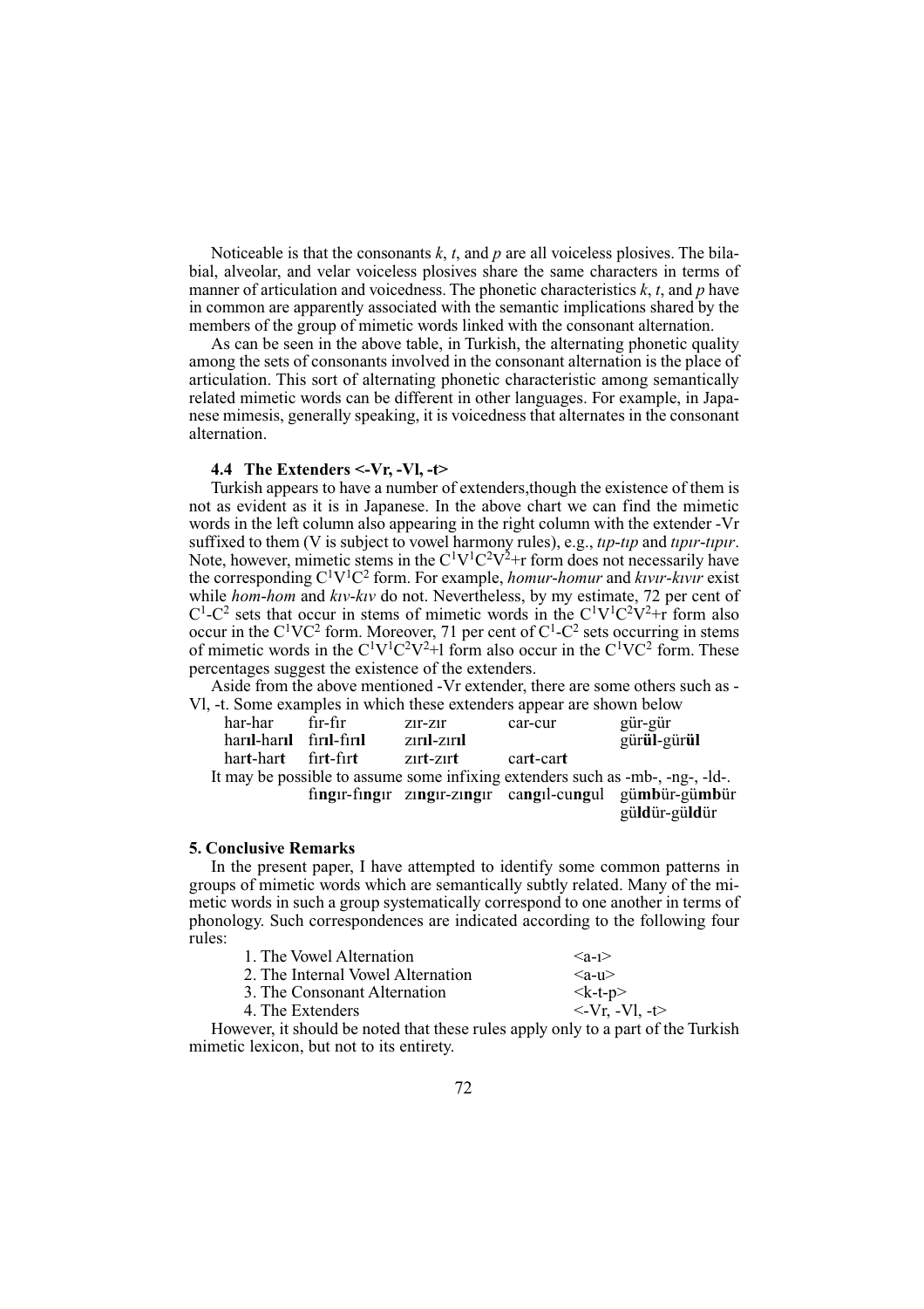Noticeable is that the consonants *k*, *t*, and *p* are all voiceless plosives. The bilabial, alveolar, and velar voiceless plosives share the same characters in terms of manner of articulation and voicedness. The phonetic characteristics *k*, *t*, and *p* have in common are apparently associated with the semantic implications shared by the members of the group of mimetic words linked with the consonant alternation.

As can be seen in the above table, in Turkish, the alternating phonetic quality among the sets of consonants involved in the consonant alternation is the place of articulation. This sort of alternating phonetic characteristic among semantically related mimetic words can be different in other languages. For example, in Japanese mimesis, generally speaking, it is voicedness that alternates in the consonant alternation.

### 4.4 The Extenders <-Vr, -Vl, -t>

Turkish appears to have a number of extenders,though the existence of them is not as evident as it is in Japanese. In the above chart we can find the mimetic words in the left column also appearing in the right column with the extender -Vr suffixed to them (V is subject to vowel harmony rules), e.g., *tıp-tıp* and *tıpır-tıpır*. Note, however, mimetic stems in the $C^1V^1C^2V^2$+r form does not necessarily have the corresponding $C^1V^1C^2$ form. For example, *homur-homur* and *kıvır-kıvır* exist while *hom-hom* and *kıv-kıv* do not. Nevertheless, by my estimate, 72 per cent of $C^1$-$C^2$ sets that occur in stems of mimetic words in the $C^1V^1C^2V^2$+r form also occur in the $C^1VC^2$ form. Moreover, 71 per cent of $C^1$-$C^2$ sets occurring in stems of mimetic words in the $C^1V^1C^2V^2$+l form also occur in the $C^1VC^2$ form. These percentages suggest the existence of the extenders.

Aside from the above mentioned -Vr extender, there are some others such as -Vl, -t. Some examples in which these extenders appear are shown below

| | | | | |
|---|---|---|---|---|
| har-har | fır-fır | zır-zır | car-cur | gür-gür |
| har**ıl**-har**ıl** | fır**ıl**-fır**ıl** | zır**ıl**-zır**ıl** | | gür**ül**-gür**ül** |
| har**t**-har**t** | fır**t**-fır**t** | zır**t**-zır**t** | car**t**-car**t** | |

It may be possible to assume some infixing extenders such as -mb-, -ng-, -ld-.

| | | | | |
|---|---|---|---|---|
| | fı**ng**ır-fı**ng**ır | zı**ng**ır-zı**ng**ır | ca**ng**ıl-cu**ng**ul | gü**mb**ür-gü**mb**ür |
| | | | | gü**ld**ür-gü**ld**ür |

## 5. Conclusive Remarks

In the present paper, I have attempted to identify some common patterns in groups of mimetic words which are semantically subtly related. Many of the mimetic words in such a group systematically correspond to one another in terms of phonology. Such correspondences are indicated according to the following four rules:

| | |
|---|---|
| 1. The Vowel Alternation | <a-ı> |
| 2. The Internal Vowel Alternation | <a-u> |
| 3. The Consonant Alternation | <k-t-p> |
| 4. The Extenders | <-Vr, -Vl, -t> |

However, it should be noted that these rules apply only to a part of the Turkish mimetic lexicon, but not to its entirety.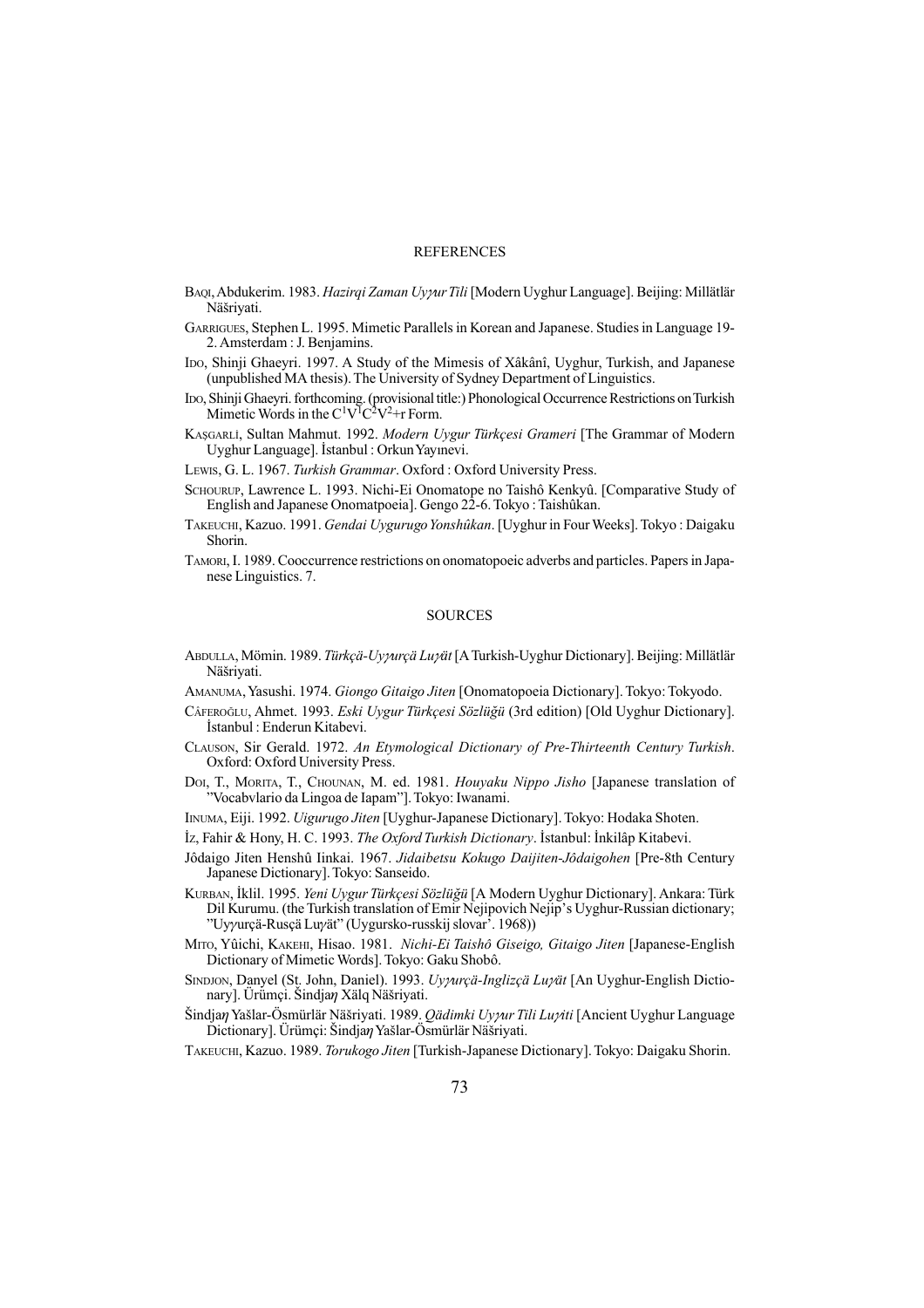## REFERENCES

BAQI, Abdukerim. 1983. *Hazirqi Zaman Uyγur Tili* [Modern Uyghur Language]. Beijing: Millätlär Näšriyati.

GARRIGUES, Stephen L. 1995. Mimetic Parallels in Korean and Japanese. Studies in Language 19-2. Amsterdam : J. Benjamins.

IDO, Shinji Ghaeyri. 1997. A Study of the Mimesis of Xâkânî, Uyghur, Turkish, and Japanese (unpublished MA thesis). The University of Sydney Department of Linguistics.

IDO, Shinji Ghaeyri. forthcoming. (provisional title:) Phonological Occurrence Restrictions on Turkish Mimetic Words in the $C^1V^1C^2V^2$+r Form.

KAŞGARLİ, Sultan Mahmut. 1992. *Modern Uygur Türkçesi Grameri* [The Grammar of Modern Uyghur Language]. İstanbul : Orkun Yayınevi.

LEWIS, G. L. 1967. *Turkish Grammar*. Oxford : Oxford University Press.

SCHOURUP, Lawrence L. 1993. Nichi-Ei Onomatope no Taishô Kenkyû. [Comparative Study of English and Japanese Onomatpoeia]. Gengo 22-6. Tokyo : Taishûkan.

TAKEUCHI, Kazuo. 1991. *Gendai Uygurugo Yonshûkan*. [Uyghur in Four Weeks]. Tokyo : Daigaku Shorin.

TAMORI, I. 1989. Cooccurrence restrictions on onomatopoeic adverbs and particles. Papers in Japanese Linguistics. 7.

## SOURCES

ABDULLA, Mömin. 1989. *Türkçä-Uyγurçä Luγät* [A Turkish-Uyghur Dictionary]. Beijing: Millätlär Näšriyati.

AMANUMA, Yasushi. 1974. *Giongo Gitaigo Jiten* [Onomatopoeia Dictionary]. Tokyo: Tokyodo.

CÂFEROĞLU, Ahmet. 1993. *Eski Uygur Türkçesi Sözlüğü* (3rd edition) [Old Uyghur Dictionary]. İstanbul : Enderun Kitabevi.

CLAUSON, Sir Gerald. 1972. *An Etymological Dictionary of Pre-Thirteenth Century Turkish*. Oxford: Oxford University Press.

DOI, T., MORITA, T., CHOUNAN, M. ed. 1981. *Houyaku Nippo Jisho* [Japanese translation of "Vocabvlario da Lingoa de Iapam"]. Tokyo: Iwanami.

IINUMA, Eiji. 1992. *Uigurugo Jiten* [Uyghur-Japanese Dictionary]. Tokyo: Hodaka Shoten.

İz, Fahir & Hony, H. C. 1993. *The Oxford Turkish Dictionary*. İstanbul: İnkilâp Kitabevi.

Jôdaigo Jiten Henshû Iinkai. 1967. *Jidaibetsu Kokugo Daijiten-Jôdaigohen* [Pre-8th Century Japanese Dictionary]. Tokyo: Sanseido.

KURBAN, İklil. 1995. *Yeni Uygur Türkçesi Sözlüğü* [A Modern Uyghur Dictionary]. Ankara: Türk Dil Kurumu. (the Turkish translation of Emir Nejipovich Nejip's Uyghur-Russian dictionary; "Uyγurçä-Rusçä Luγät" (Uygursko-russkij slovar'. 1968))

MITO, Yûichi, KAKEHI, Hisao. 1981. *Nichi-Ei Taishô Giseigo, Gitaigo Jiten* [Japanese-English Dictionary of Mimetic Words]. Tokyo: Gaku Shobô.

SINDJON, Danyel (St. John, Daniel). 1993. *Uyγurçä-Inglizçä Luγät* [An Uyghur-English Dictionary]. Ürümçi. Šindjaŋ Xälq Näšriyati.

Šindjaŋ Yašlar-Ösmürlär Näšriyati. 1989. *Qädimki Uyγur Tili Luγiti* [Ancient Uyghur Language Dictionary]. Ürümçi: Šindjaŋ Yašlar-Ösmürlär Näšriyati.

TAKEUCHI, Kazuo. 1989. *Torukogo Jiten* [Turkish-Japanese Dictionary]. Tokyo: Daigaku Shorin.